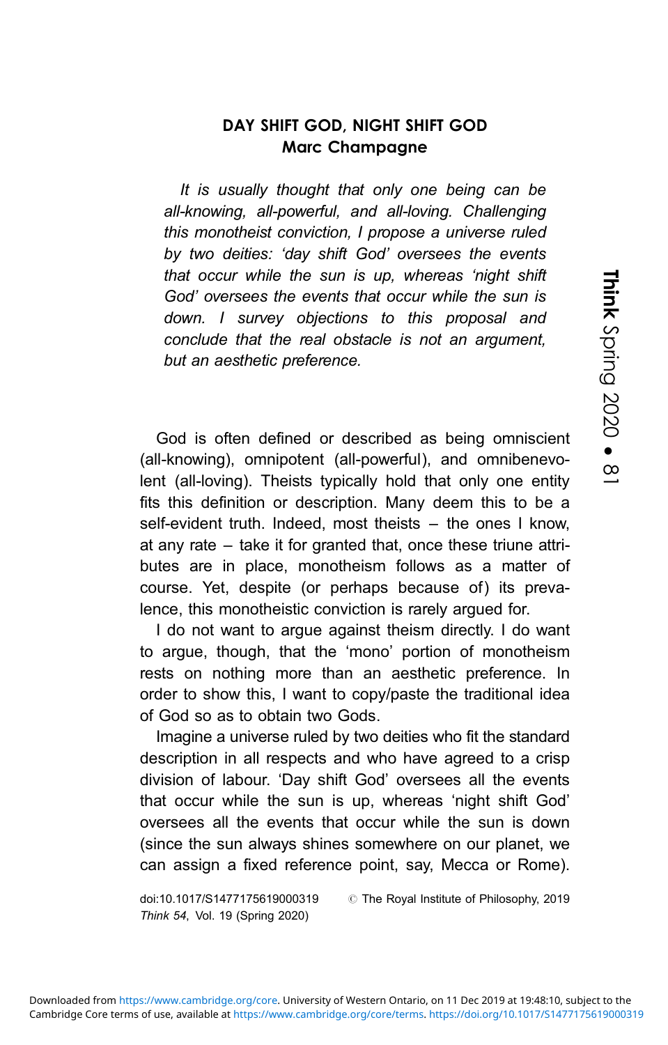# DAY SHIFT GOD, NIGHT SHIFT GOD

## Marc Champagne

*It is usually thought that only one being can be all-knowing, all-powerful, and all-loving. Challenging this monotheist conviction, I propose a universe ruled by two deities: 'day shift God' oversees the events that occur while the sun is up, whereas 'night shift God' oversees the events that occur while the sun is down. I survey objections to this proposal and conclude that the real obstacle is not an argument, but an aesthetic preference.*

God is often defined or described as being omniscient (all-knowing), omnipotent (all-powerful), and omnibenevolent (all-loving). Theists typically hold that only one entity fits this definition or description. Many deem this to be a self-evident truth. Indeed, most theists – the ones I know, at any rate – take it for granted that, once these triune attributes are in place, monotheism follows as a matter of course. Yet, despite (or perhaps because of) its prevalence, this monotheistic conviction is rarely argued for.

I do not want to argue against theism directly. I do want to argue, though, that the 'mono' portion of monotheism rests on nothing more than an aesthetic preference. In order to show this, I want to copy/paste the traditional idea of God so as to obtain two Gods.

Imagine a universe ruled by two deities who fit the standard description in all respects and who have agreed to a crisp division of labour. 'Day shift God' oversees all the events that occur while the sun is up, whereas 'night shift God' oversees all the events that occur while the sun is down (since the sun always shines somewhere on our planet, we can assign a fixed reference point, say, Mecca or Rome).

doi:10.1017/S1477175619000319 © The Royal Institute of Philosophy, 2019
*Think 54*, Vol. 19 (Spring 2020)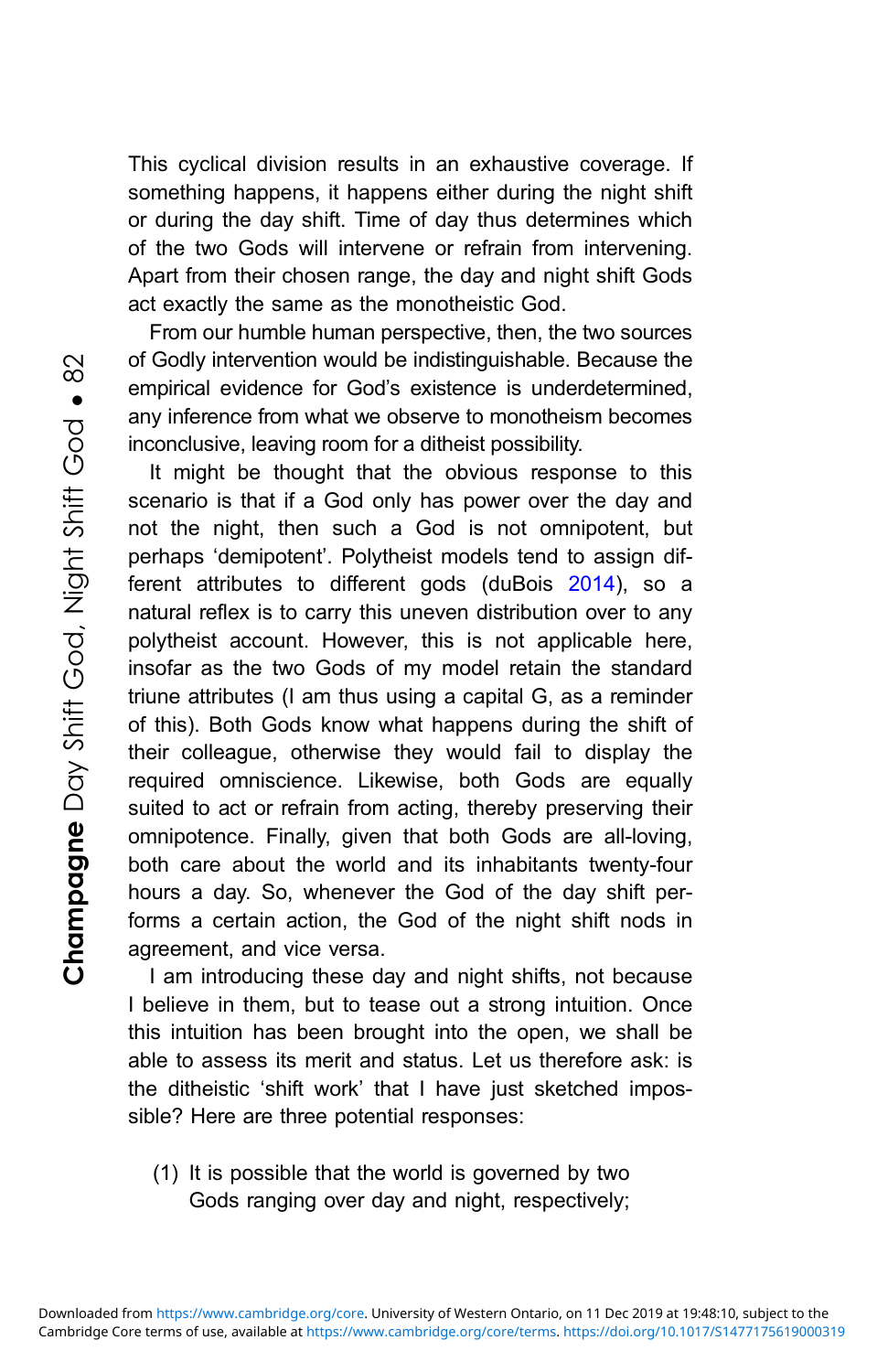This cyclical division results in an exhaustive coverage. If something happens, it happens either during the night shift or during the day shift. Time of day thus determines which of the two Gods will intervene or refrain from intervening. Apart from their chosen range, the day and night shift Gods act exactly the same as the monotheistic God.

From our humble human perspective, then, the two sources of Godly intervention would be indistinguishable. Because the empirical evidence for God's existence is underdetermined, any inference from what we observe to monotheism becomes inconclusive, leaving room for a ditheist possibility.

It might be thought that the obvious response to this scenario is that if a God only has power over the day and not the night, then such a God is not omnipotent, but perhaps 'demipotent'. Polytheist models tend to assign different attributes to different gods (duBois 2014), so a natural reflex is to carry this uneven distribution over to any polytheist account. However, this is not applicable here, insofar as the two Gods of my model retain the standard triune attributes (I am thus using a capital G, as a reminder of this). Both Gods know what happens during the shift of their colleague, otherwise they would fail to display the required omniscience. Likewise, both Gods are equally suited to act or refrain from acting, thereby preserving their omnipotence. Finally, given that both Gods are all-loving, both care about the world and its inhabitants twenty-four hours a day. So, whenever the God of the day shift performs a certain action, the God of the night shift nods in agreement, and vice versa.

I am introducing these day and night shifts, not because I believe in them, but to tease out a strong intuition. Once this intuition has been brought into the open, we shall be able to assess its merit and status. Let us therefore ask: is the ditheistic 'shift work' that I have just sketched impossible? Here are three potential responses:

(1) It is possible that the world is governed by two Gods ranging over day and night, respectively;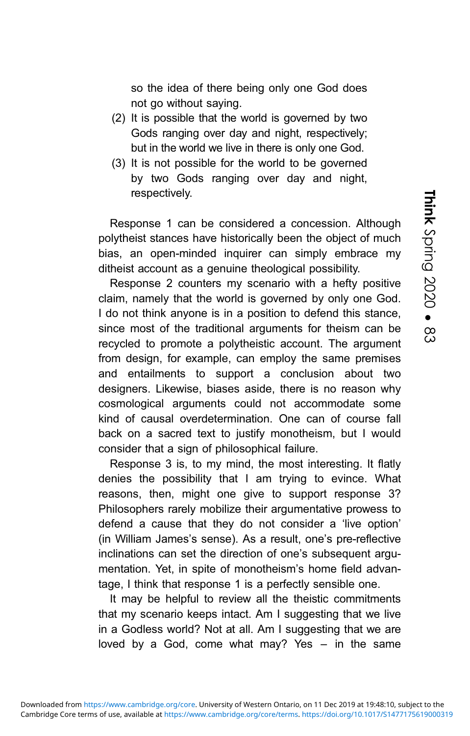so the idea of there being only one God does not go without saying.

(2) It is possible that the world is governed by two Gods ranging over day and night, respectively; but in the world we live in there is only one God.

(3) It is not possible for the world to be governed by two Gods ranging over day and night, respectively.

Response 1 can be considered a concession. Although polytheist stances have historically been the object of much bias, an open-minded inquirer can simply embrace my ditheist account as a genuine theological possibility.

Response 2 counters my scenario with a hefty positive claim, namely that the world is governed by only one God. I do not think anyone is in a position to defend this stance, since most of the traditional arguments for theism can be recycled to promote a polytheistic account. The argument from design, for example, can employ the same premises and entailments to support a conclusion about two designers. Likewise, biases aside, there is no reason why cosmological arguments could not accommodate some kind of causal overdetermination. One can of course fall back on a sacred text to justify monotheism, but I would consider that a sign of philosophical failure.

Response 3 is, to my mind, the most interesting. It flatly denies the possibility that I am trying to evince. What reasons, then, might one give to support response 3? Philosophers rarely mobilize their argumentative prowess to defend a cause that they do not consider a 'live option' (in William James's sense). As a result, one's pre-reflective inclinations can set the direction of one's subsequent argumentation. Yet, in spite of monotheism's home field advantage, I think that response 1 is a perfectly sensible one.

It may be helpful to review all the theistic commitments that my scenario keeps intact. Am I suggesting that we live in a Godless world? Not at all. Am I suggesting that we are loved by a God, come what may? Yes – in the same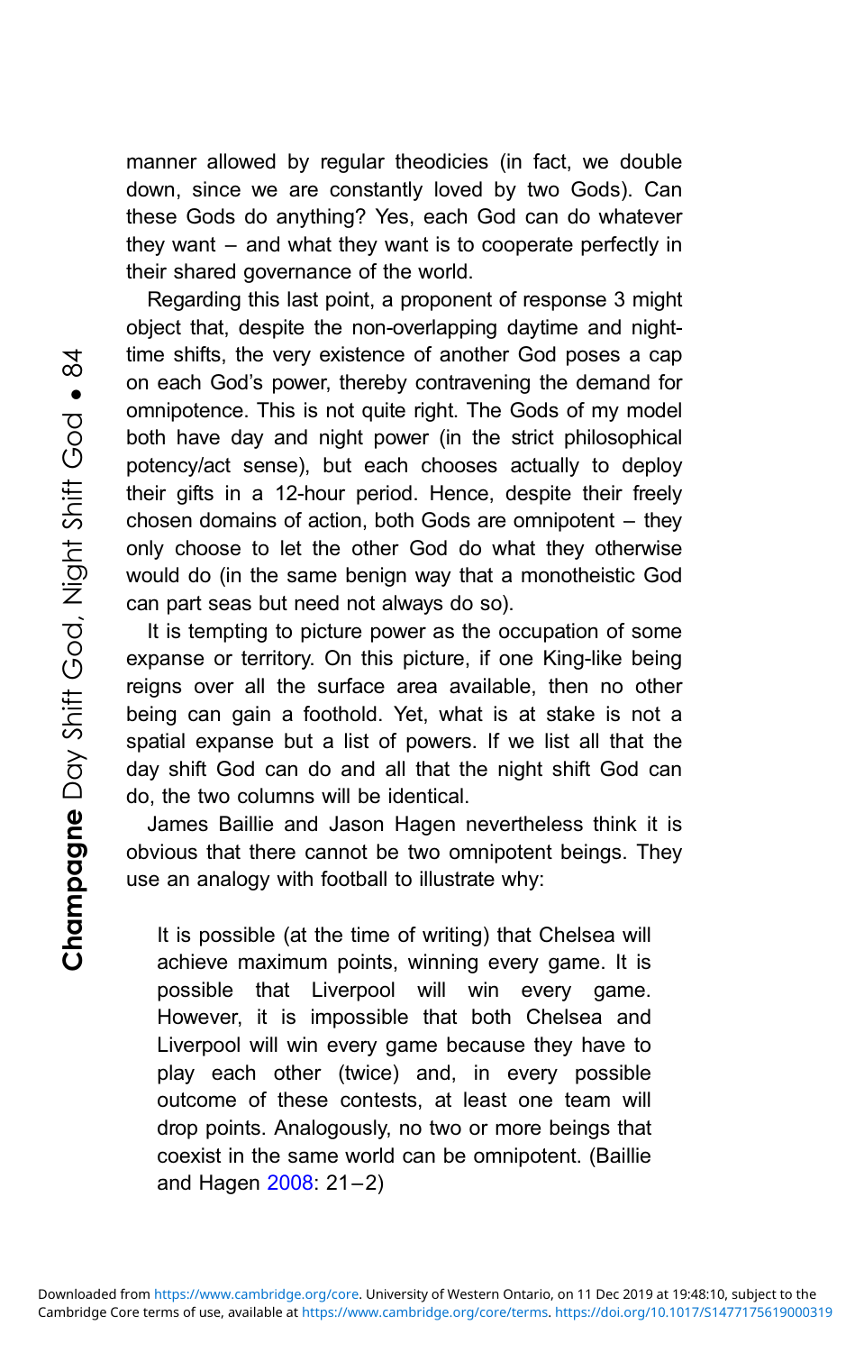manner allowed by regular theodicies (in fact, we double down, since we are constantly loved by two Gods). Can these Gods do anything? Yes, each God can do whatever they want – and what they want is to cooperate perfectly in their shared governance of the world.

Regarding this last point, a proponent of response 3 might object that, despite the non-overlapping daytime and night-time shifts, the very existence of another God poses a cap on each God's power, thereby contravening the demand for omnipotence. This is not quite right. The Gods of my model both have day and night power (in the strict philosophical potency/act sense), but each chooses actually to deploy their gifts in a 12-hour period. Hence, despite their freely chosen domains of action, both Gods are omnipotent – they only choose to let the other God do what they otherwise would do (in the same benign way that a monotheistic God can part seas but need not always do so).

It is tempting to picture power as the occupation of some expanse or territory. On this picture, if one King-like being reigns over all the surface area available, then no other being can gain a foothold. Yet, what is at stake is not a spatial expanse but a list of powers. If we list all that the day shift God can do and all that the night shift God can do, the two columns will be identical.

James Baillie and Jason Hagen nevertheless think it is obvious that there cannot be two omnipotent beings. They use an analogy with football to illustrate why:

> It is possible (at the time of writing) that Chelsea will achieve maximum points, winning every game. It is possible that Liverpool will win every game. However, it is impossible that both Chelsea and Liverpool will win every game because they have to play each other (twice) and, in every possible outcome of these contests, at least one team will drop points. Analogously, no two or more beings that coexist in the same world can be omnipotent. (Baillie and Hagen 2008: 21–2)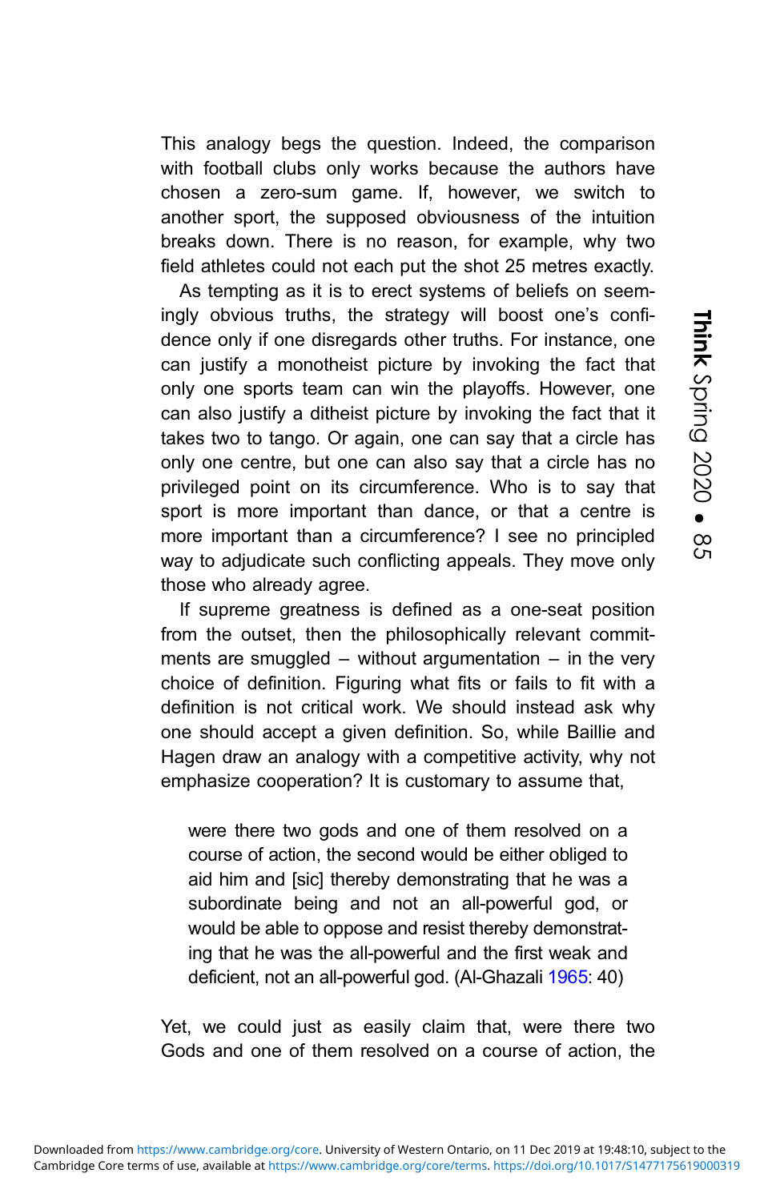This analogy begs the question. Indeed, the comparison with football clubs only works because the authors have chosen a zero-sum game. If, however, we switch to another sport, the supposed obviousness of the intuition breaks down. There is no reason, for example, why two field athletes could not each put the shot 25 metres exactly.

As tempting as it is to erect systems of beliefs on seemingly obvious truths, the strategy will boost one's confidence only if one disregards other truths. For instance, one can justify a monotheist picture by invoking the fact that only one sports team can win the playoffs. However, one can also justify a ditheist picture by invoking the fact that it takes two to tango. Or again, one can say that a circle has only one centre, but one can also say that a circle has no privileged point on its circumference. Who is to say that sport is more important than dance, or that a centre is more important than a circumference? I see no principled way to adjudicate such conflicting appeals. They move only those who already agree.

If supreme greatness is defined as a one-seat position from the outset, then the philosophically relevant commitments are smuggled – without argumentation – in the very choice of definition. Figuring what fits or fails to fit with a definition is not critical work. We should instead ask why one should accept a given definition. So, while Baillie and Hagen draw an analogy with a competitive activity, why not emphasize cooperation? It is customary to assume that,

> were there two gods and one of them resolved on a course of action, the second would be either obliged to aid him and [sic] thereby demonstrating that he was a subordinate being and not an all-powerful god, or would be able to oppose and resist thereby demonstrating that he was the all-powerful and the first weak and deficient, not an all-powerful god. (Al-Ghazali 1965: 40)

Yet, we could just as easily claim that, were there two Gods and one of them resolved on a course of action, the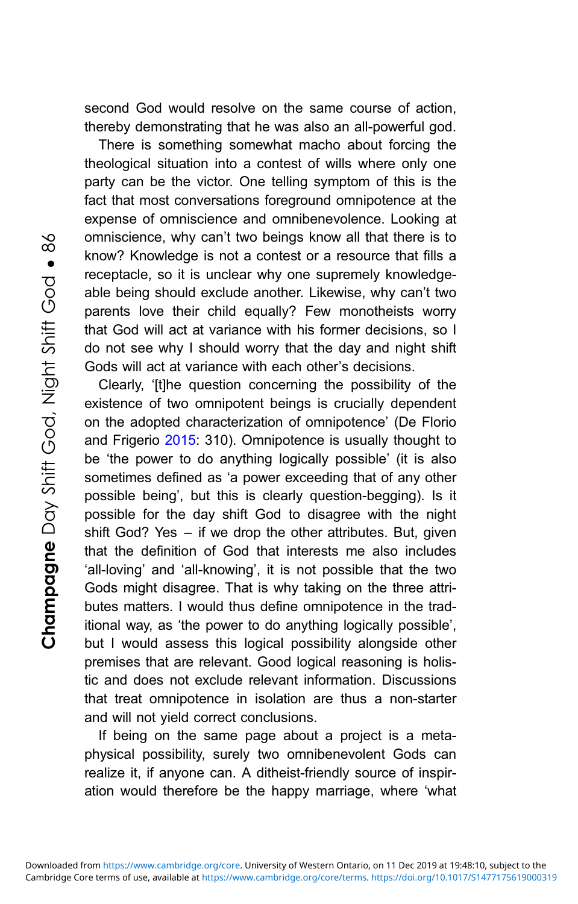second God would resolve on the same course of action, thereby demonstrating that he was also an all-powerful god.

There is something somewhat macho about forcing the theological situation into a contest of wills where only one party can be the victor. One telling symptom of this is the fact that most conversations foreground omnipotence at the expense of omniscience and omnibenevolence. Looking at omniscience, why can't two beings know all that there is to know? Knowledge is not a contest or a resource that fills a receptacle, so it is unclear why one supremely knowledgeable being should exclude another. Likewise, why can't two parents love their child equally? Few monotheists worry that God will act at variance with his former decisions, so I do not see why I should worry that the day and night shift Gods will act at variance with each other's decisions.

Clearly, '[t]he question concerning the possibility of the existence of two omnipotent beings is crucially dependent on the adopted characterization of omnipotence' (De Florio and Frigerio 2015: 310). Omnipotence is usually thought to be 'the power to do anything logically possible' (it is also sometimes defined as 'a power exceeding that of any other possible being', but this is clearly question-begging). Is it possible for the day shift God to disagree with the night shift God? Yes – if we drop the other attributes. But, given that the definition of God that interests me also includes 'all-loving' and 'all-knowing', it is not possible that the two Gods might disagree. That is why taking on the three attributes matters. I would thus define omnipotence in the traditional way, as 'the power to do anything logically possible', but I would assess this logical possibility alongside other premises that are relevant. Good logical reasoning is holistic and does not exclude relevant information. Discussions that treat omnipotence in isolation are thus a non-starter and will not yield correct conclusions.

If being on the same page about a project is a metaphysical possibility, surely two omnibenevolent Gods can realize it, if anyone can. A ditheist-friendly source of inspiration would therefore be the happy marriage, where 'what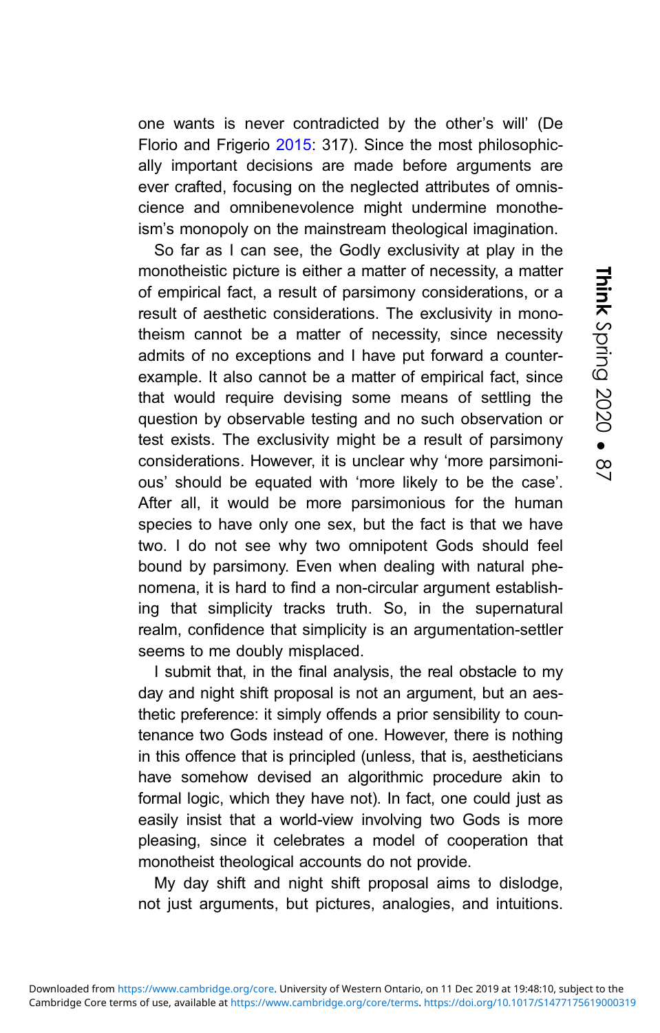one wants is never contradicted by the other's will' (De Florio and Frigerio 2015: 317). Since the most philosophically important decisions are made before arguments are ever crafted, focusing on the neglected attributes of omniscience and omnibenevolence might undermine monotheism's monopoly on the mainstream theological imagination.

So far as I can see, the Godly exclusivity at play in the monotheistic picture is either a matter of necessity, a matter of empirical fact, a result of parsimony considerations, or a result of aesthetic considerations. The exclusivity in monotheism cannot be a matter of necessity, since necessity admits of no exceptions and I have put forward a counterexample. It also cannot be a matter of empirical fact, since that would require devising some means of settling the question by observable testing and no such observation or test exists. The exclusivity might be a result of parsimony considerations. However, it is unclear why 'more parsimonious' should be equated with 'more likely to be the case'. After all, it would be more parsimonious for the human species to have only one sex, but the fact is that we have two. I do not see why two omnipotent Gods should feel bound by parsimony. Even when dealing with natural phenomena, it is hard to find a non-circular argument establishing that simplicity tracks truth. So, in the supernatural realm, confidence that simplicity is an argumentation-settler seems to me doubly misplaced.

I submit that, in the final analysis, the real obstacle to my day and night shift proposal is not an argument, but an aesthetic preference: it simply offends a prior sensibility to countenance two Gods instead of one. However, there is nothing in this offence that is principled (unless, that is, aestheticians have somehow devised an algorithmic procedure akin to formal logic, which they have not). In fact, one could just as easily insist that a world-view involving two Gods is more pleasing, since it celebrates a model of cooperation that monotheist theological accounts do not provide.

My day shift and night shift proposal aims to dislodge, not just arguments, but pictures, analogies, and intuitions.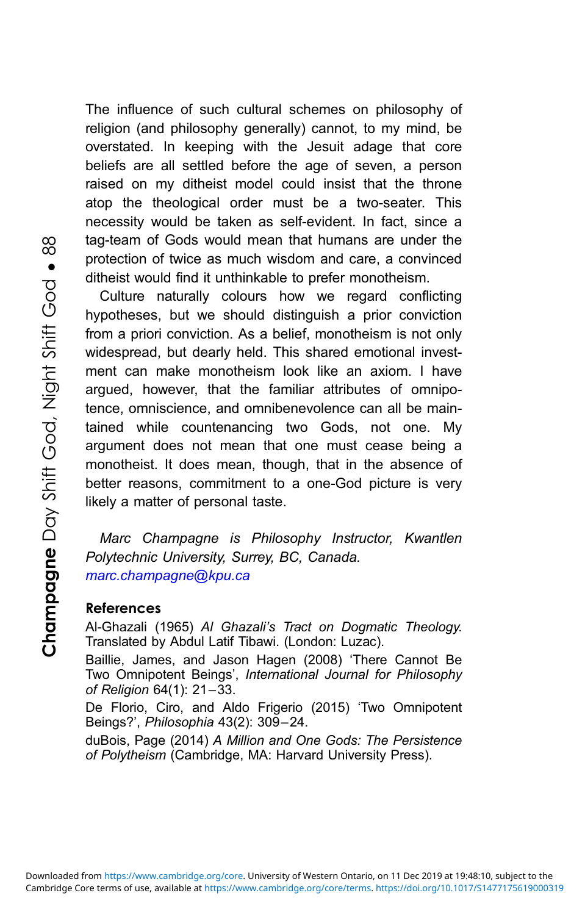The influence of such cultural schemes on philosophy of religion (and philosophy generally) cannot, to my mind, be overstated. In keeping with the Jesuit adage that core beliefs are all settled before the age of seven, a person raised on my ditheist model could insist that the throne atop the theological order must be a two-seater. This necessity would be taken as self-evident. In fact, since a tag-team of Gods would mean that humans are under the protection of twice as much wisdom and care, a convinced ditheist would find it unthinkable to prefer monotheism.

Culture naturally colours how we regard conflicting hypotheses, but we should distinguish a prior conviction from a priori conviction. As a belief, monotheism is not only widespread, but dearly held. This shared emotional investment can make monotheism look like an axiom. I have argued, however, that the familiar attributes of omnipotence, omniscience, and omnibenevolence can all be maintained while countenancing two Gods, not one. My argument does not mean that one must cease being a monotheist. It does mean, though, that in the absence of better reasons, commitment to a one-God picture is very likely a matter of personal taste.

*Marc Champagne is Philosophy Instructor, Kwantlen Polytechnic University, Surrey, BC, Canada.*
*marc.champagne@kpu.ca*

## References

Al-Ghazali (1965) *Al Ghazali's Tract on Dogmatic Theology*. Translated by Abdul Latif Tibawi. (London: Luzac).

Baillie, James, and Jason Hagen (2008) 'There Cannot Be Two Omnipotent Beings', *International Journal for Philosophy of Religion* 64(1): 21–33.

De Florio, Ciro, and Aldo Frigerio (2015) 'Two Omnipotent Beings?', *Philosophia* 43(2): 309–24.

duBois, Page (2014) *A Million and One Gods: The Persistence of Polytheism* (Cambridge, MA: Harvard University Press).